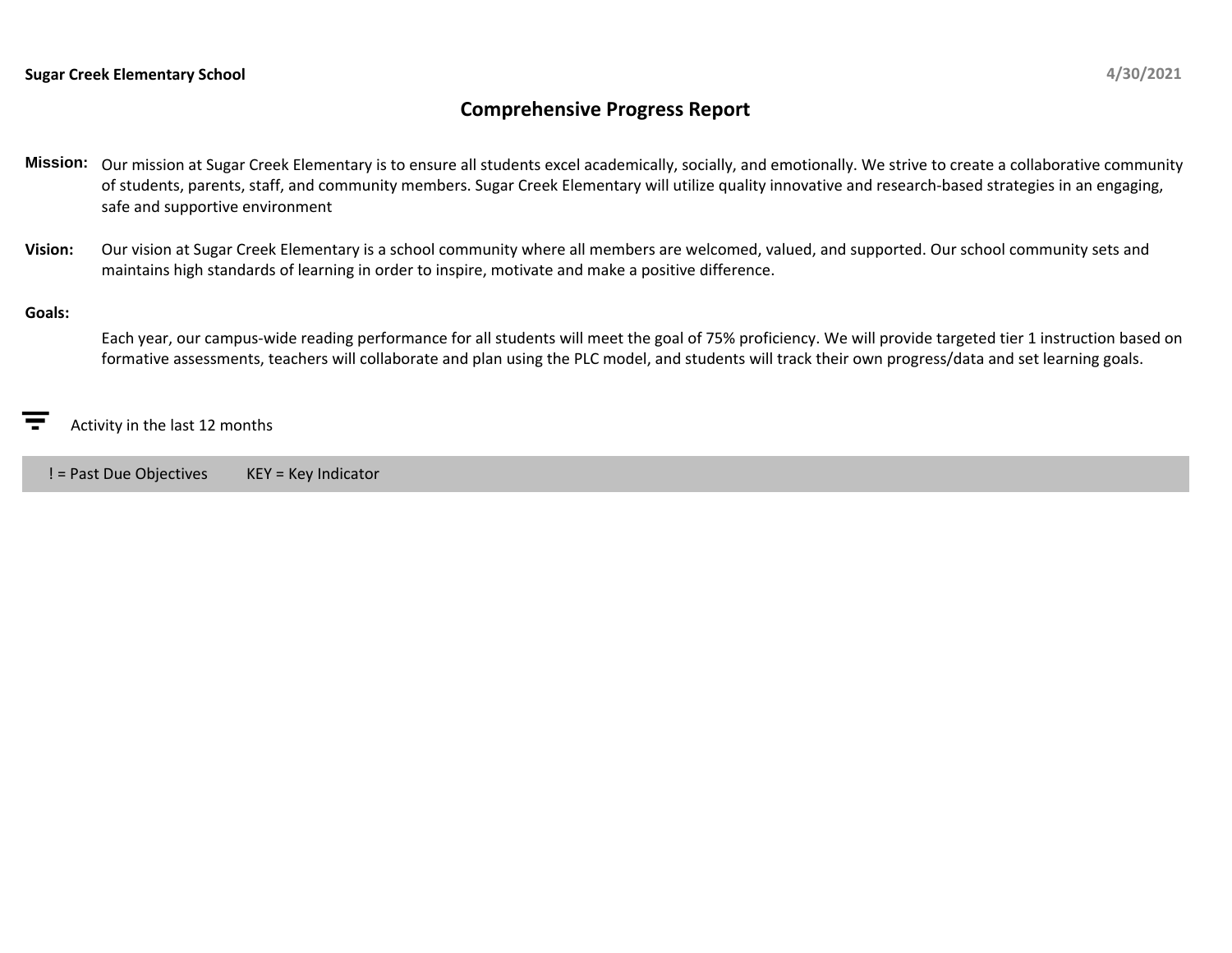**Sugar Creek Elementary School** **4/30/2021**

# Comprehensive Progress Report

**Mission:** Our mission at Sugar Creek Elementary is to ensure all students excel academically, socially, and emotionally. We strive to create a collaborative community of students, parents, staff, and community members. Sugar Creek Elementary will utilize quality innovative and research-based strategies in an engaging, safe and supportive environment

**Vision:** Our vision at Sugar Creek Elementary is a school community where all members are welcomed, valued, and supported. Our school community sets and maintains high standards of learning in order to inspire, motivate and make a positive difference.

**Goals:**

Each year, our campus-wide reading performance for all students will meet the goal of 75% proficiency. We will provide targeted tier 1 instruction based on formative assessments, teachers will collaborate and plan using the PLC model, and students will track their own progress/data and set learning goals.

Activity in the last 12 months

! = Past Due Objectives KEY = Key Indicator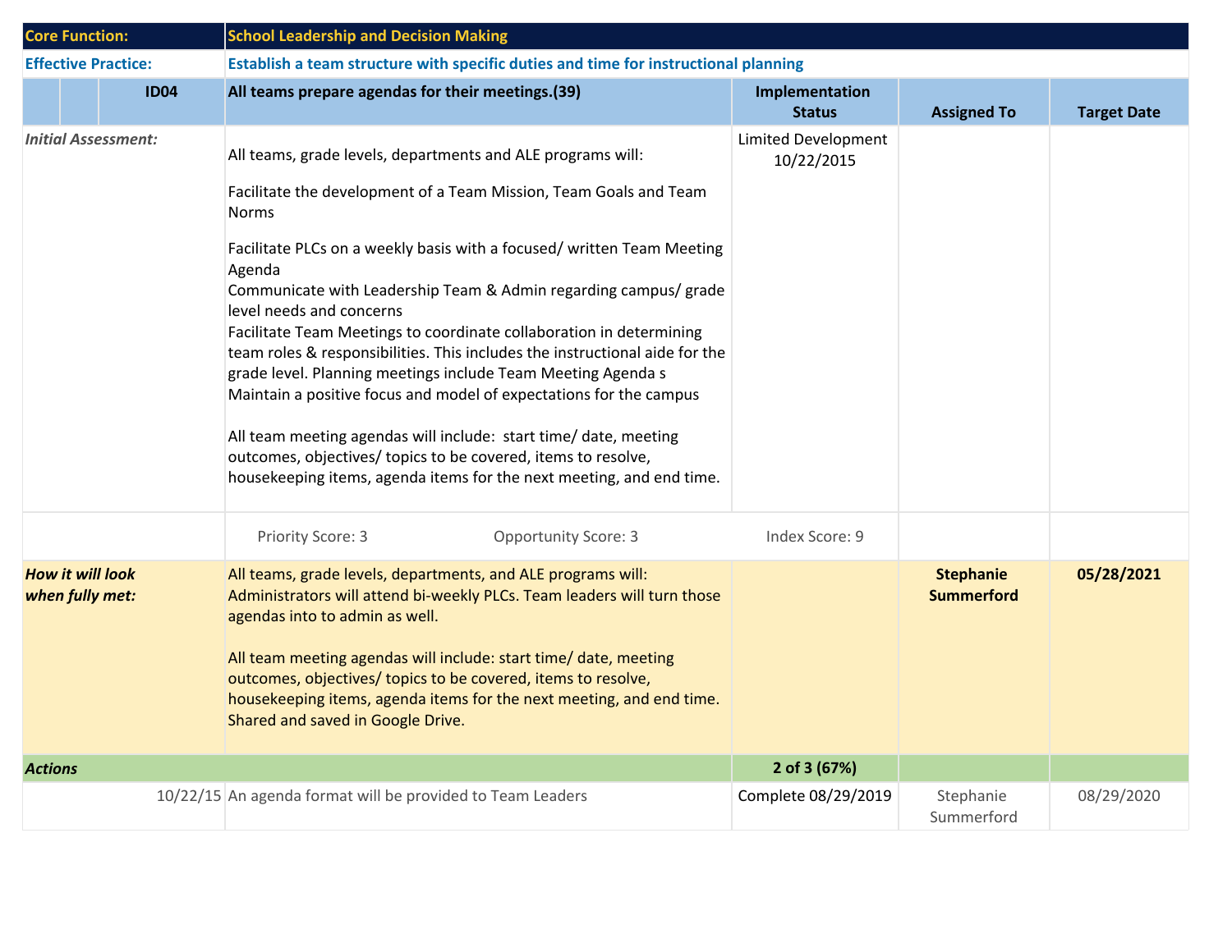| Core Function: | School Leadership and Decision Making | | | |
|---|---|---|---|---|
| **Effective Practice:** | **Establish a team structure with specific duties and time for instructional planning** | | | |
| **ID04** | **All teams prepare agendas for their meetings.(39)** | **Implementation Status** | **Assigned To** | **Target Date** |
| *Initial Assessment:* | All teams, grade levels, departments and ALE programs will:<br><br>Facilitate the development of a Team Mission, Team Goals and Team Norms<br><br>Facilitate PLCs on a weekly basis with a focused/ written Team Meeting Agenda<br>Communicate with Leadership Team & Admin regarding campus/ grade level needs and concerns<br>Facilitate Team Meetings to coordinate collaboration in determining team roles & responsibilities. This includes the instructional aide for the grade level. Planning meetings include Team Meeting Agenda s<br>Maintain a positive focus and model of expectations for the campus<br><br>All team meeting agendas will include: start time/ date, meeting outcomes, objectives/ topics to be covered, items to resolve, housekeeping items, agenda items for the next meeting, and end time. | Limited Development 10/22/2015 | | |
| | Priority Score: 3 &nbsp;&nbsp;&nbsp; Opportunity Score: 3 | Index Score: 9 | | |
| ***How it will look when fully met:*** | All teams, grade levels, departments, and ALE programs will: Administrators will attend bi-weekly PLCs. Team leaders will turn those agendas into to admin as well.<br><br>All team meeting agendas will include: start time/ date, meeting outcomes, objectives/ topics to be covered, items to resolve, housekeeping items, agenda items for the next meeting, and end time. Shared and saved in Google Drive. | | **Stephanie Summerford** | **05/28/2021** |
| ***Actions*** | | **2 of 3 (67%)** | | |
| 10/22/15 | An agenda format will be provided to Team Leaders | Complete 08/29/2019 | Stephanie Summerford | 08/29/2020 |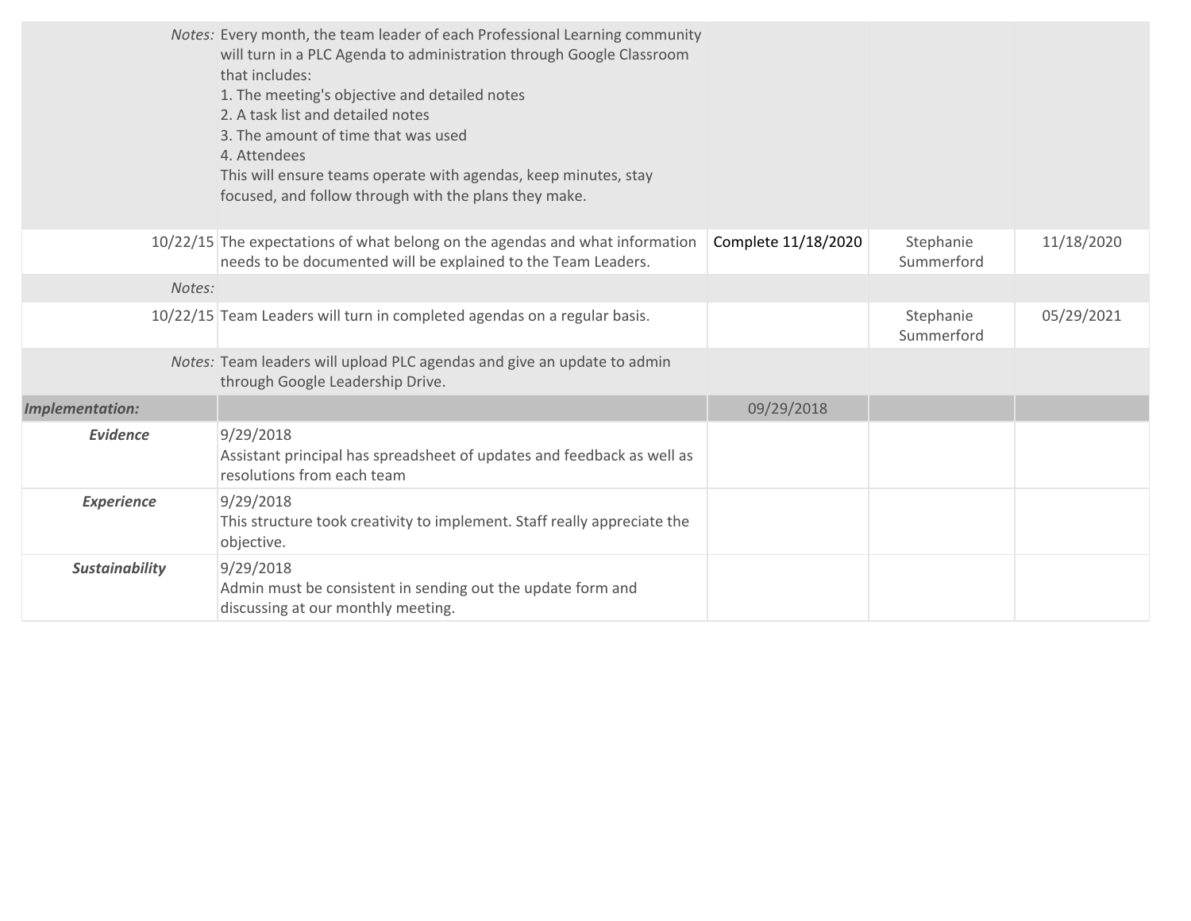| | | | | |
|---|---|---|---|---|
| *Notes:* | Every month, the team leader of each Professional Learning community will turn in a PLC Agenda to administration through Google Classroom that includes:<br>1. The meeting's objective and detailed notes<br>2. A task list and detailed notes<br>3. The amount of time that was used<br>4. Attendees<br>This will ensure teams operate with agendas, keep minutes, stay focused, and follow through with the plans they make. | | | |
| 10/22/15 | The expectations of what belong on the agendas and what information needs to be documented will be explained to the Team Leaders. | Complete 11/18/2020 | Stephanie Summerford | 11/18/2020 |
| *Notes:* | | | | |
| 10/22/15 | Team Leaders will turn in completed agendas on a regular basis. | | Stephanie Summerford | 05/29/2021 |
| *Notes:* | Team leaders will upload PLC agendas and give an update to admin through Google Leadership Drive. | | | |
| ***Implementation:*** | | 09/29/2018 | | |
| ***Evidence*** | 9/29/2018<br>Assistant principal has spreadsheet of updates and feedback as well as resolutions from each team | | | |
| ***Experience*** | 9/29/2018<br>This structure took creativity to implement. Staff really appreciate the objective. | | | |
| ***Sustainability*** | 9/29/2018<br>Admin must be consistent in sending out the update form and discussing at our monthly meeting. | | | |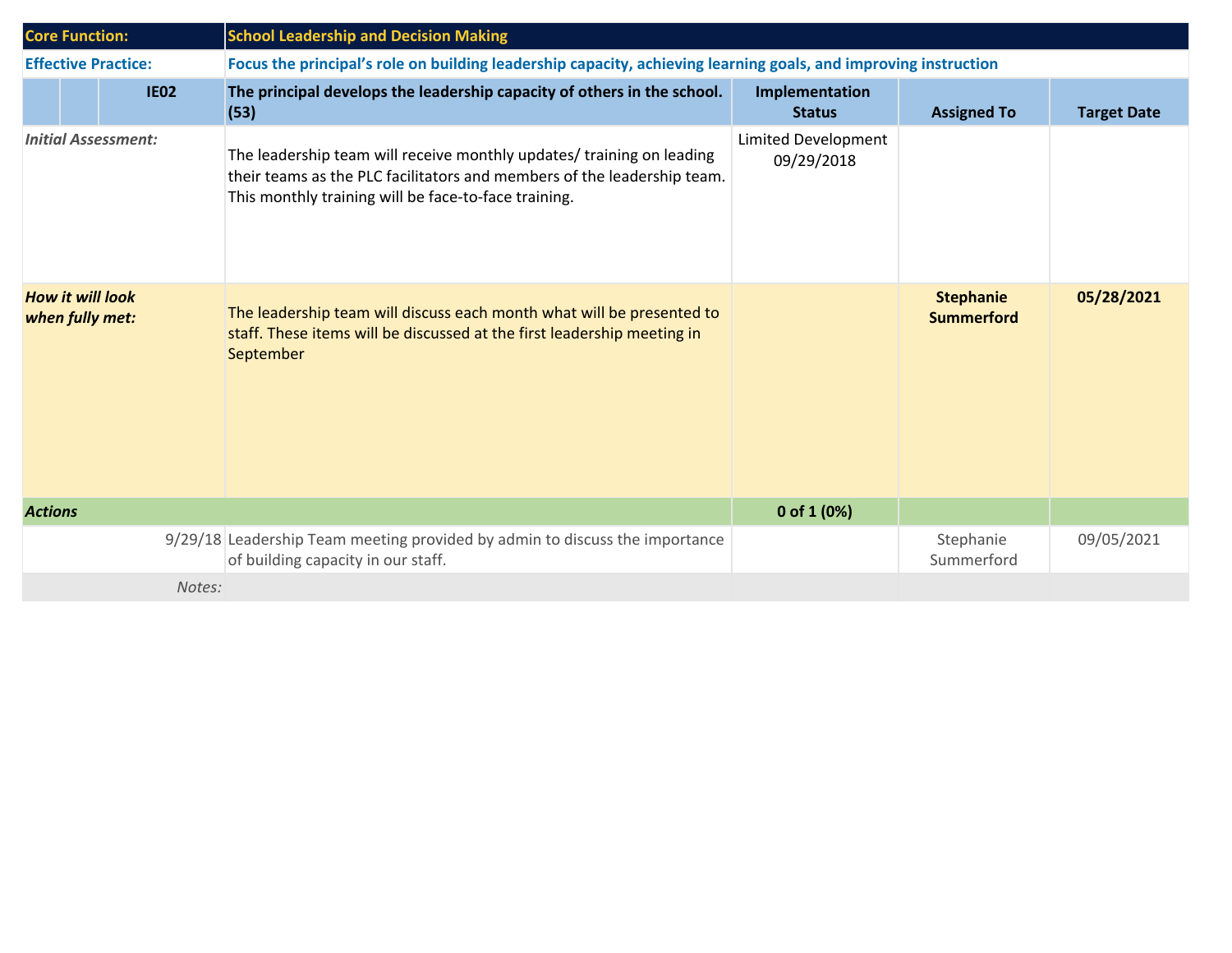| Core Function: | School Leadership and Decision Making | | | |
|---|---|---|---|---|
| **Effective Practice:** | **Focus the principal's role on building leadership capacity, achieving learning goals, and improving instruction** | | | |
| **IE02** | **The principal develops the leadership capacity of others in the school. (53)** | **Implementation Status** | **Assigned To** | **Target Date** |
| *Initial Assessment:* | The leadership team will receive monthly updates/ training on leading their teams as the PLC facilitators and members of the leadership team. This monthly training will be face-to-face training. | Limited Development 09/29/2018 | | |
| ***How it will look when fully met:*** | The leadership team will discuss each month what will be presented to staff. These items will be discussed at the first leadership meeting in September | | **Stephanie Summerford** | **05/28/2021** |
| ***Actions*** | | **0 of 1 (0%)** | | |
| 9/29/18 | Leadership Team meeting provided by admin to discuss the importance of building capacity in our staff. | | Stephanie Summerford | 09/05/2021 |
| *Notes:* | | | | |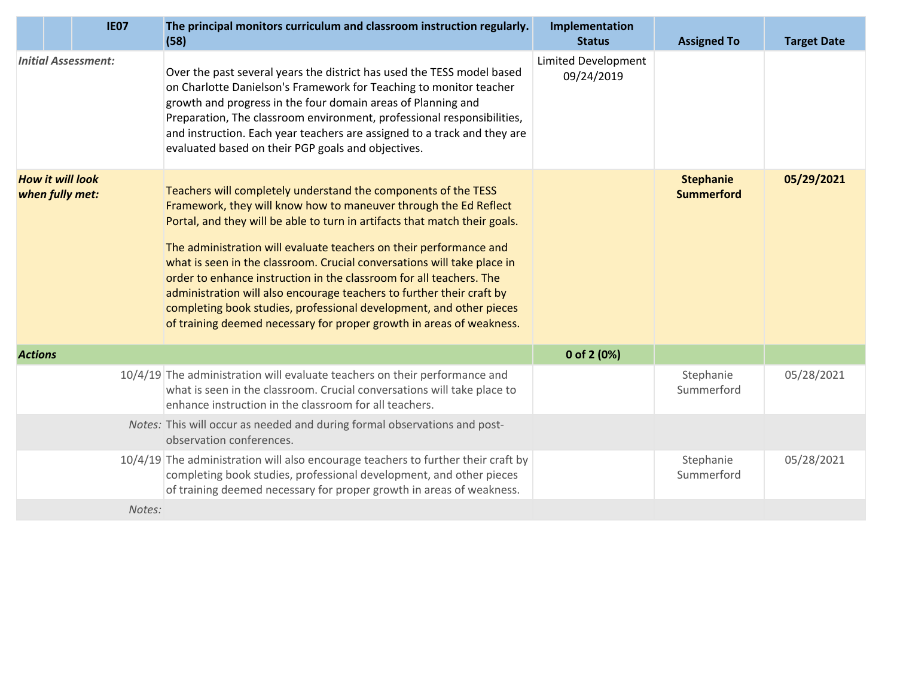| | | IE07 | The principal monitors curriculum and classroom instruction regularly. (58) | Implementation Status | Assigned To | Target Date |
|---|---|---|---|---|---|---|
| *Initial Assessment:* | | | Over the past several years the district has used the TESS model based on Charlotte Danielson's Framework for Teaching to monitor teacher growth and progress in the four domain areas of Planning and Preparation, The classroom environment, professional responsibilities, and instruction. Each year teachers are assigned to a track and they are evaluated based on their PGP goals and objectives. | Limited Development 09/24/2019 | | |
| ***How it will look when fully met:*** | | | Teachers will completely understand the components of the TESS Framework, they will know how to maneuver through the Ed Reflect Portal, and they will be able to turn in artifacts that match their goals.<br><br>The administration will evaluate teachers on their performance and what is seen in the classroom. Crucial conversations will take place in order to enhance instruction in the classroom for all teachers. The administration will also encourage teachers to further their craft by completing book studies, professional development, and other pieces of training deemed necessary for proper growth in areas of weakness. | | **Stephanie Summerford** | **05/29/2021** |
| ***Actions*** | | | | **0 of 2 (0%)** | | |
| | | 10/4/19 | The administration will evaluate teachers on their performance and what is seen in the classroom. Crucial conversations will take place to enhance instruction in the classroom for all teachers. | | Stephanie Summerford | 05/28/2021 |
| | | *Notes:* | This will occur as needed and during formal observations and post-observation conferences. | | | |
| | | 10/4/19 | The administration will also encourage teachers to further their craft by completing book studies, professional development, and other pieces of training deemed necessary for proper growth in areas of weakness. | | Stephanie Summerford | 05/28/2021 |
| | | *Notes:* | | | | |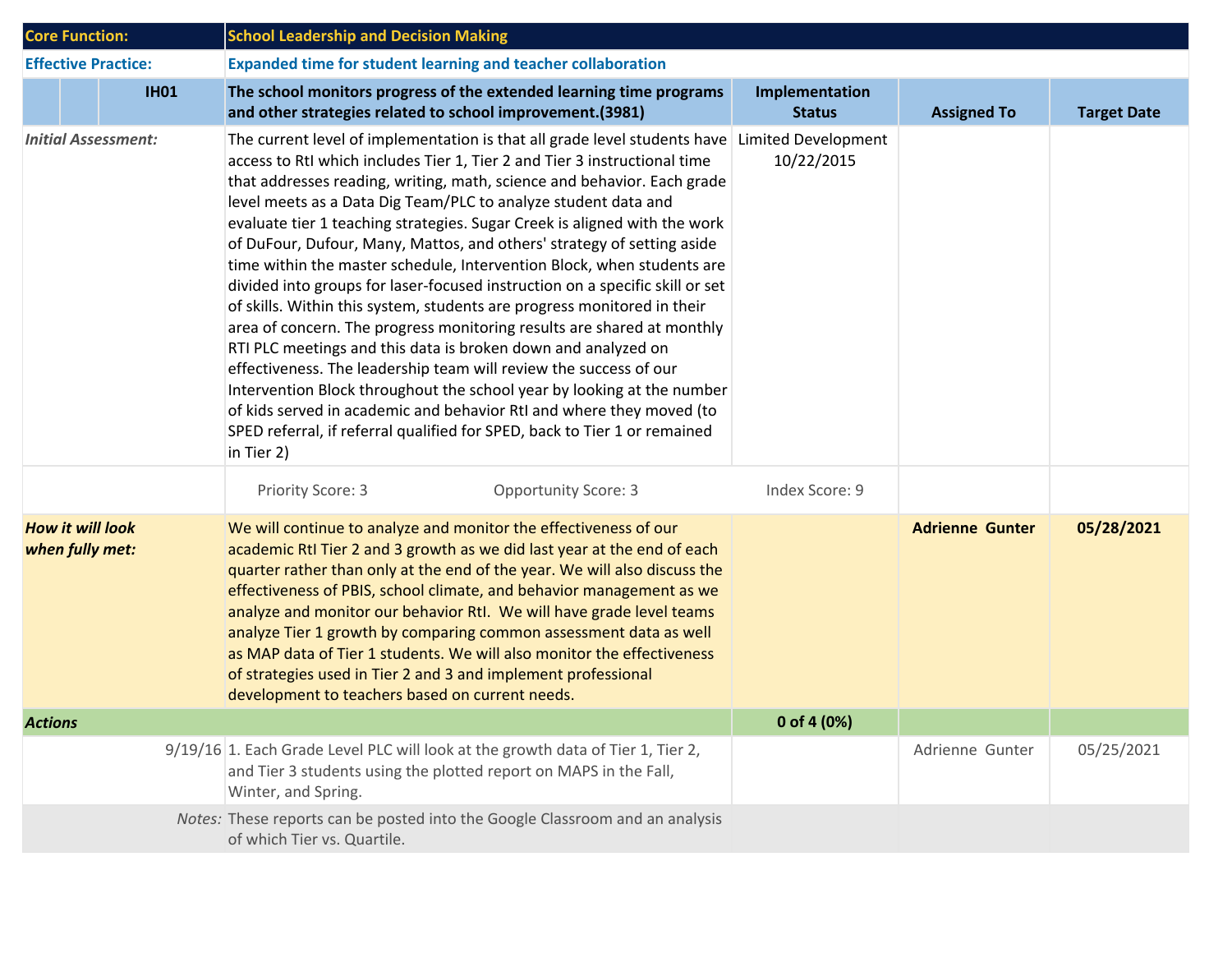| Core Function: | School Leadership and Decision Making | | | |
|---|---|---|---|---|
| **Effective Practice:** | **Expanded time for student learning and teacher collaboration** | | | |
| **IH01** | **The school monitors progress of the extended learning time programs and other strategies related to school improvement.(3981)** | **Implementation Status** | **Assigned To** | **Target Date** |
| *Initial Assessment:* | The current level of implementation is that all grade level students have access to RtI which includes Tier 1, Tier 2 and Tier 3 instructional time that addresses reading, writing, math, science and behavior. Each grade level meets as a Data Dig Team/PLC to analyze student data and evaluate tier 1 teaching strategies. Sugar Creek is aligned with the work of DuFour, Dufour, Many, Mattos, and others' strategy of setting aside time within the master schedule, Intervention Block, when students are divided into groups for laser-focused instruction on a specific skill or set of skills. Within this system, students are progress monitored in their area of concern. The progress monitoring results are shared at monthly RTI PLC meetings and this data is broken down and analyzed on effectiveness. The leadership team will review the success of our Intervention Block throughout the school year by looking at the number of kids served in academic and behavior RtI and where they moved (to SPED referral, if referral qualified for SPED, back to Tier 1 or remained in Tier 2) | Limited Development 10/22/2015 | | |
| | Priority Score: 3 &nbsp;&nbsp;&nbsp; Opportunity Score: 3 | Index Score: 9 | | |
| ***How it will look when fully met:*** | We will continue to analyze and monitor the effectiveness of our academic RtI Tier 2 and 3 growth as we did last year at the end of each quarter rather than only at the end of the year. We will also discuss the effectiveness of PBIS, school climate, and behavior management as we analyze and monitor our behavior RtI. We will have grade level teams analyze Tier 1 growth by comparing common assessment data as well as MAP data of Tier 1 students. We will also monitor the effectiveness of strategies used in Tier 2 and 3 and implement professional development to teachers based on current needs. | | **Adrienne Gunter** | **05/28/2021** |
| ***Actions*** | | **0 of 4 (0%)** | | |
| 9/19/16 | 1. Each Grade Level PLC will look at the growth data of Tier 1, Tier 2, and Tier 3 students using the plotted report on MAPS in the Fall, Winter, and Spring. | | Adrienne Gunter | 05/25/2021 |
| *Notes:* | These reports can be posted into the Google Classroom and an analysis of which Tier vs. Quartile. | | | |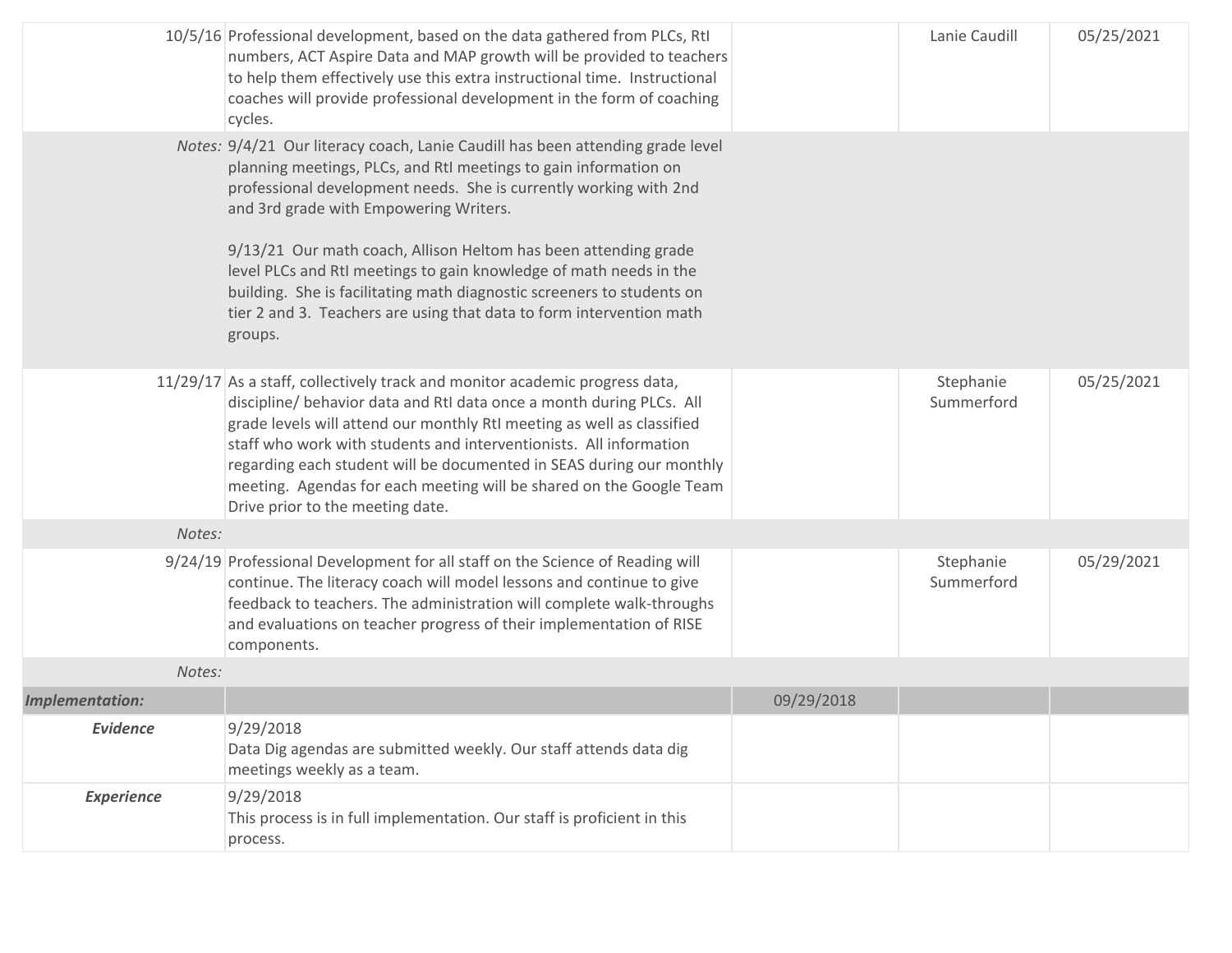| | | | | |
|---|---|---|---|---|
| 10/5/16 | Professional development, based on the data gathered from PLCs, RtI numbers, ACT Aspire Data and MAP growth will be provided to teachers to help them effectively use this extra instructional time. Instructional coaches will provide professional development in the form of coaching cycles. | | Lanie Caudill | 05/25/2021 |
| *Notes:* | 9/4/21 Our literacy coach, Lanie Caudill has been attending grade level planning meetings, PLCs, and RtI meetings to gain information on professional development needs. She is currently working with 2nd and 3rd grade with Empowering Writers.<br><br>9/13/21 Our math coach, Allison Heltom has been attending grade level PLCs and RtI meetings to gain knowledge of math needs in the building. She is facilitating math diagnostic screeners to students on tier 2 and 3. Teachers are using that data to form intervention math groups. | | | |
| 11/29/17 | As a staff, collectively track and monitor academic progress data, discipline/ behavior data and RtI data once a month during PLCs. All grade levels will attend our monthly RtI meeting as well as classified staff who work with students and interventionists. All information regarding each student will be documented in SEAS during our monthly meeting. Agendas for each meeting will be shared on the Google Team Drive prior to the meeting date. | | Stephanie Summerford | 05/25/2021 |
| *Notes:* | | | | |
| 9/24/19 | Professional Development for all staff on the Science of Reading will continue. The literacy coach will model lessons and continue to give feedback to teachers. The administration will complete walk-throughs and evaluations on teacher progress of their implementation of RISE components. | | Stephanie Summerford | 05/29/2021 |
| *Notes:* | | | | |
| ***Implementation:*** | | 09/29/2018 | | |
| ***Evidence*** | 9/29/2018<br>Data Dig agendas are submitted weekly. Our staff attends data dig meetings weekly as a team. | | | |
| ***Experience*** | 9/29/2018<br>This process is in full implementation. Our staff is proficient in this process. | | | |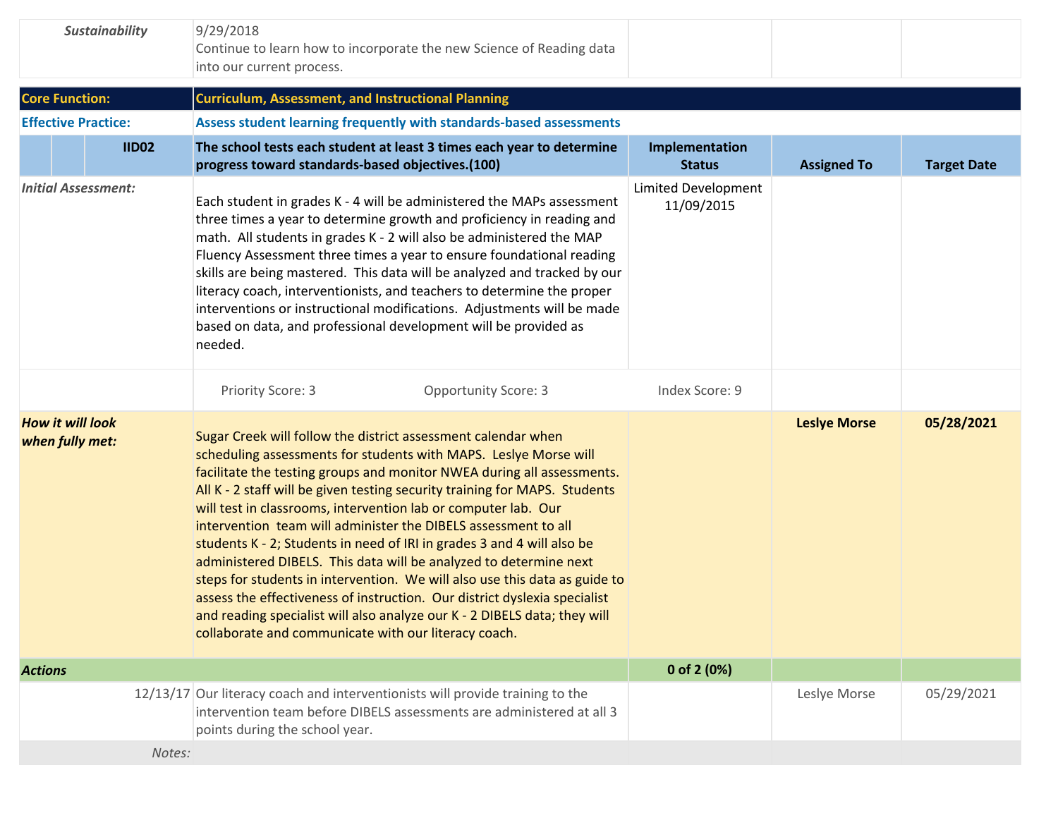| | | | | |
|---|---|---|---|---|
| *Sustainability* | 9/29/2018<br>Continue to learn how to incorporate the new Science of Reading data into our current process. | | | |

| | | | | |
|---|---|---|---|---|
| **Core Function:** | **Curriculum, Assessment, and Instructional Planning** | | | |
| **Effective Practice:** | **Assess student learning frequently with standards-based assessments** | | | |
| **IID02** | **The school tests each student at least 3 times each year to determine progress toward standards-based objectives.(100)** | **Implementation Status** | **Assigned To** | **Target Date** |
| *Initial Assessment:* | Each student in grades K - 4 will be administered the MAPs assessment three times a year to determine growth and proficiency in reading and math. All students in grades K - 2 will also be administered the MAP Fluency Assessment three times a year to ensure foundational reading skills are being mastered. This data will be analyzed and tracked by our literacy coach, interventionists, and teachers to determine the proper interventions or instructional modifications. Adjustments will be made based on data, and professional development will be provided as needed. | Limited Development 11/09/2015 | | |
| | Priority Score: 3 &nbsp;&nbsp;&nbsp; Opportunity Score: 3 | Index Score: 9 | | |
| *How it will look when fully met:* | Sugar Creek will follow the district assessment calendar when scheduling assessments for students with MAPS. Leslye Morse will facilitate the testing groups and monitor NWEA during all assessments. All K - 2 staff will be given testing security training for MAPS. Students will test in classrooms, intervention lab or computer lab. Our intervention team will administer the DIBELS assessment to all students K - 2; Students in need of IRI in grades 3 and 4 will also be administered DIBELS. This data will be analyzed to determine next steps for students in intervention. We will also use this data as guide to assess the effectiveness of instruction. Our district dyslexia specialist and reading specialist will also analyze our K - 2 DIBELS data; they will collaborate and communicate with our literacy coach. | | **Leslye Morse** | **05/28/2021** |
| ***Actions*** | | **0 of 2 (0%)** | | |
| 12/13/17 | Our literacy coach and interventionists will provide training to the intervention team before DIBELS assessments are administered at all 3 points during the school year. | | Leslye Morse | 05/29/2021 |
| *Notes:* | | | | |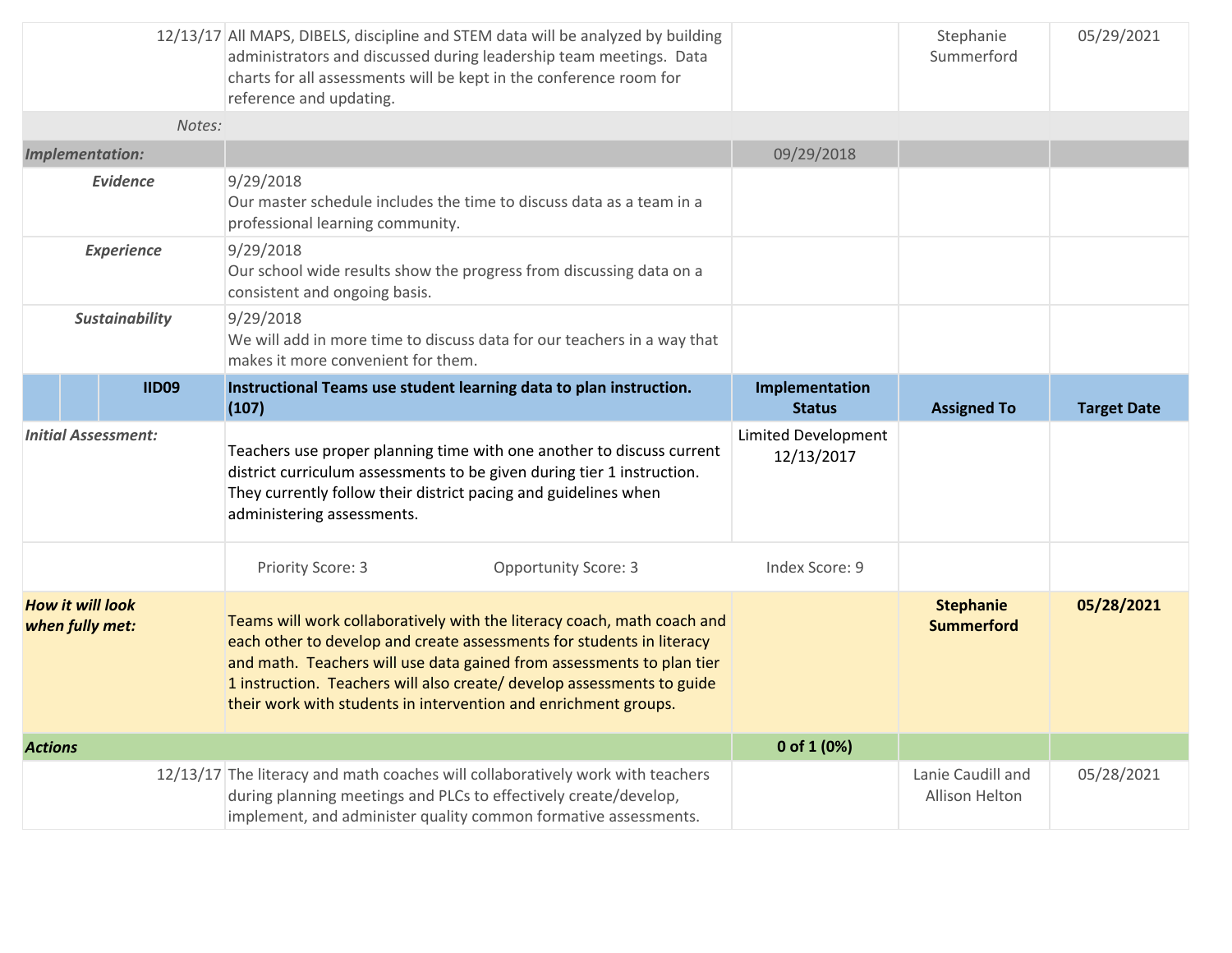| | | | | |
|---|---|---|---|---|
| 12/13/17 | All MAPS, DIBELS, discipline and STEM data will be analyzed by building administrators and discussed during leadership team meetings. Data charts for all assessments will be kept in the conference room for reference and updating. | | Stephanie Summerford | 05/29/2021 |
| *Notes:* | | | | |
| ***Implementation:*** | | 09/29/2018 | | |
| ***Evidence*** | 9/29/2018<br>Our master schedule includes the time to discuss data as a team in a professional learning community. | | | |
| ***Experience*** | 9/29/2018<br>Our school wide results show the progress from discussing data on a consistent and ongoing basis. | | | |
| ***Sustainability*** | 9/29/2018<br>We will add in more time to discuss data for our teachers in a way that makes it more convenient for them. | | | |
| **IID09** | **Instructional Teams use student learning data to plan instruction. (107)** | **Implementation Status** | **Assigned To** | **Target Date** |
| ***Initial Assessment:*** | Teachers use proper planning time with one another to discuss current district curriculum assessments to be given during tier 1 instruction. They currently follow their district pacing and guidelines when administering assessments. | Limited Development 12/13/2017 | | |
| | Priority Score: 3 &nbsp;&nbsp;&nbsp; Opportunity Score: 3 | Index Score: 9 | | |
| ***How it will look when fully met:*** | **Teams will work collaboratively with the literacy coach, math coach and each other to develop and create assessments for students in literacy and math. Teachers will use data gained from assessments to plan tier 1 instruction. Teachers will also create/ develop assessments to guide their work with students in intervention and enrichment groups.** | | **Stephanie Summerford** | **05/28/2021** |
| ***Actions*** | | **0 of 1 (0%)** | | |
| 12/13/17 | The literacy and math coaches will collaboratively work with teachers during planning meetings and PLCs to effectively create/develop, implement, and administer quality common formative assessments. | | Lanie Caudill and Allison Helton | 05/28/2021 |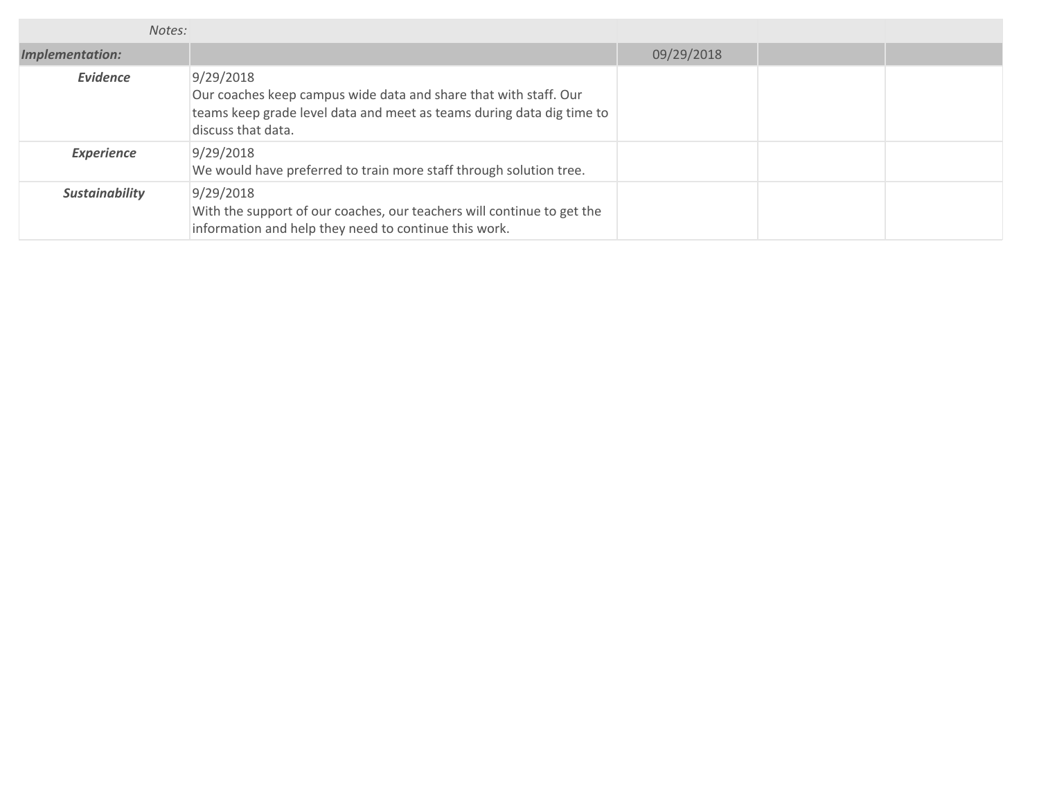| Notes: | | | | |
|---|---|---|---|---|
| ***Implementation:*** | | 09/29/2018 | | |
| ***Evidence*** | 9/29/2018<br>Our coaches keep campus wide data and share that with staff. Our teams keep grade level data and meet as teams during data dig time to discuss that data. | | | |
| ***Experience*** | 9/29/2018<br>We would have preferred to train more staff through solution tree. | | | |
| ***Sustainability*** | 9/29/2018<br>With the support of our coaches, our teachers will continue to get the information and help they need to continue this work. | | | |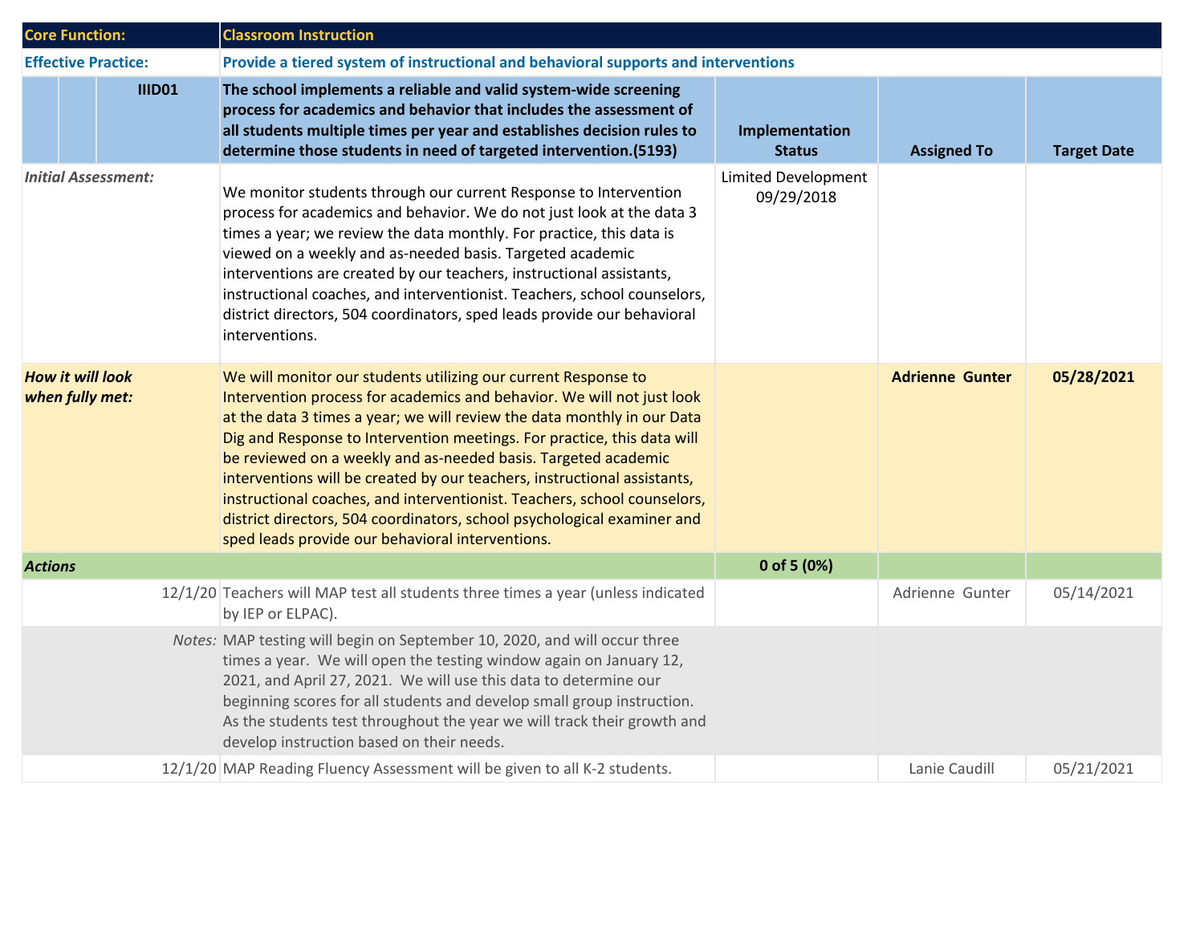| Core Function: | Classroom Instruction | | | |
|---|---|---|---|---|
| **Effective Practice:** | **Provide a tiered system of instructional and behavioral supports and interventions** | | | |
| **IIID01** | **The school implements a reliable and valid system-wide screening process for academics and behavior that includes the assessment of all students multiple times per year and establishes decision rules to determine those students in need of targeted intervention.(5193)** | **Implementation Status** | **Assigned To** | **Target Date** |
| *Initial Assessment:* | We monitor students through our current Response to Intervention process for academics and behavior. We do not just look at the data 3 times a year; we review the data monthly. For practice, this data is viewed on a weekly and as-needed basis. Targeted academic interventions are created by our teachers, instructional assistants, instructional coaches, and interventionist. Teachers, school counselors, district directors, 504 coordinators, sped leads provide our behavioral interventions. | Limited Development 09/29/2018 | | |
| ***How it will look when fully met:*** | We will monitor our students utilizing our current Response to Intervention process for academics and behavior. We will not just look at the data 3 times a year; we will review the data monthly in our Data Dig and Response to Intervention meetings. For practice, this data will be reviewed on a weekly and as-needed basis. Targeted academic interventions will be created by our teachers, instructional assistants, instructional coaches, and interventionist. Teachers, school counselors, district directors, 504 coordinators, school psychological examiner and sped leads provide our behavioral interventions. | | **Adrienne Gunter** | **05/28/2021** |
| ***Actions*** | | **0 of 5 (0%)** | | |
| 12/1/20 | Teachers will MAP test all students three times a year (unless indicated by IEP or ELPAC). | | Adrienne Gunter | 05/14/2021 |
| *Notes:* | MAP testing will begin on September 10, 2020, and will occur three times a year. We will open the testing window again on January 12, 2021, and April 27, 2021. We will use this data to determine our beginning scores for all students and develop small group instruction. As the students test throughout the year we will track their growth and develop instruction based on their needs. | | | |
| 12/1/20 | MAP Reading Fluency Assessment will be given to all K-2 students. | | Lanie Caudill | 05/21/2021 |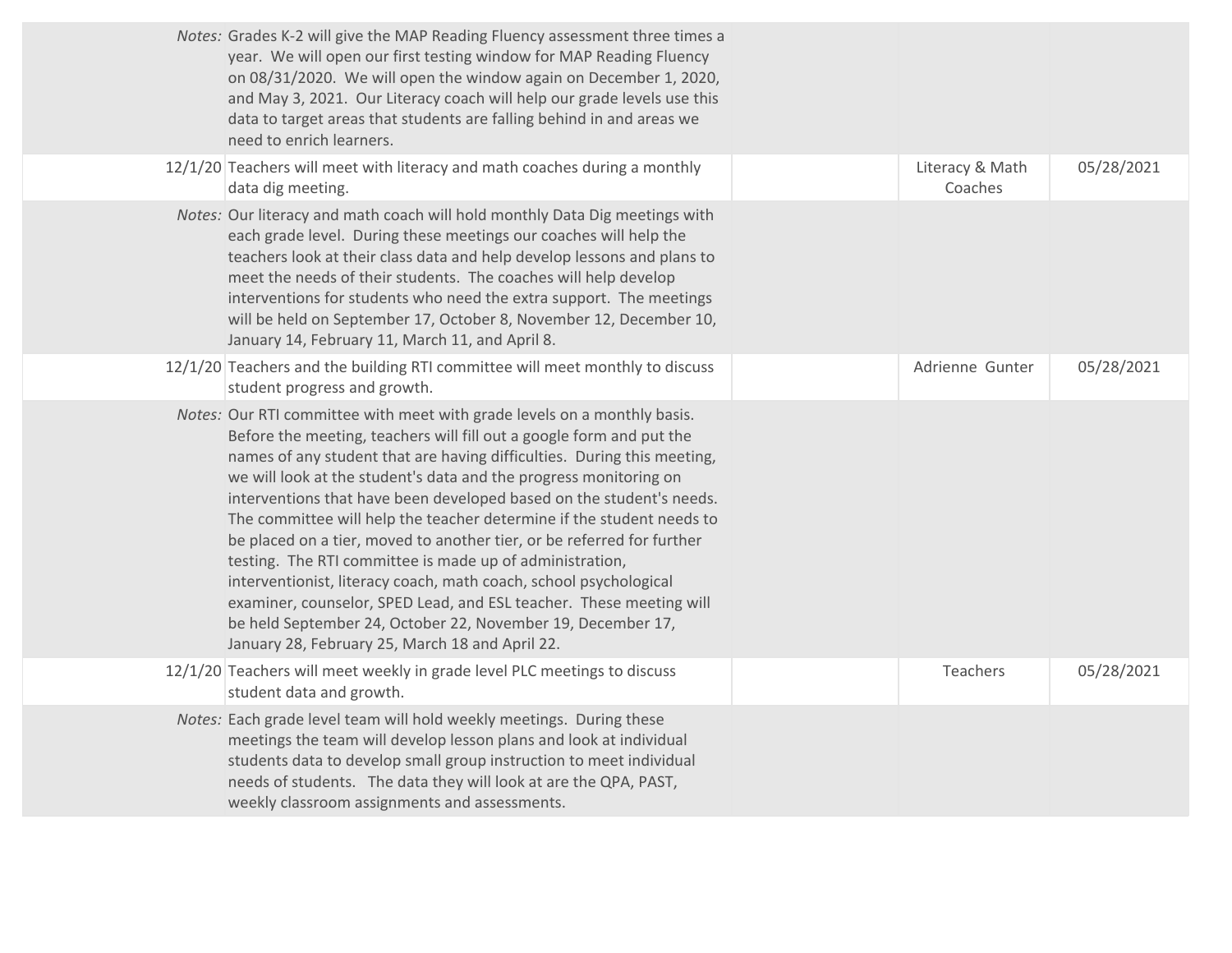| | | | | |
|---|---|---|---|---|
| *Notes:* | Grades K-2 will give the MAP Reading Fluency assessment three times a year. We will open our first testing window for MAP Reading Fluency on 08/31/2020. We will open the window again on December 1, 2020, and May 3, 2021. Our Literacy coach will help our grade levels use this data to target areas that students are falling behind in and areas we need to enrich learners. | | | |
| 12/1/20 | Teachers will meet with literacy and math coaches during a monthly data dig meeting. | | Literacy & Math Coaches | 05/28/2021 |
| *Notes:* | Our literacy and math coach will hold monthly Data Dig meetings with each grade level. During these meetings our coaches will help the teachers look at their class data and help develop lessons and plans to meet the needs of their students. The coaches will help develop interventions for students who need the extra support. The meetings will be held on September 17, October 8, November 12, December 10, January 14, February 11, March 11, and April 8. | | | |
| 12/1/20 | Teachers and the building RTI committee will meet monthly to discuss student progress and growth. | | Adrienne Gunter | 05/28/2021 |
| *Notes:* | Our RTI committee with meet with grade levels on a monthly basis. Before the meeting, teachers will fill out a google form and put the names of any student that are having difficulties. During this meeting, we will look at the student's data and the progress monitoring on interventions that have been developed based on the student's needs. The committee will help the teacher determine if the student needs to be placed on a tier, moved to another tier, or be referred for further testing. The RTI committee is made up of administration, interventionist, literacy coach, math coach, school psychological examiner, counselor, SPED Lead, and ESL teacher. These meeting will be held September 24, October 22, November 19, December 17, January 28, February 25, March 18 and April 22. | | | |
| 12/1/20 | Teachers will meet weekly in grade level PLC meetings to discuss student data and growth. | | Teachers | 05/28/2021 |
| *Notes:* | Each grade level team will hold weekly meetings. During these meetings the team will develop lesson plans and look at individual students data to develop small group instruction to meet individual needs of students. The data they will look at are the QPA, PAST, weekly classroom assignments and assessments. | | | |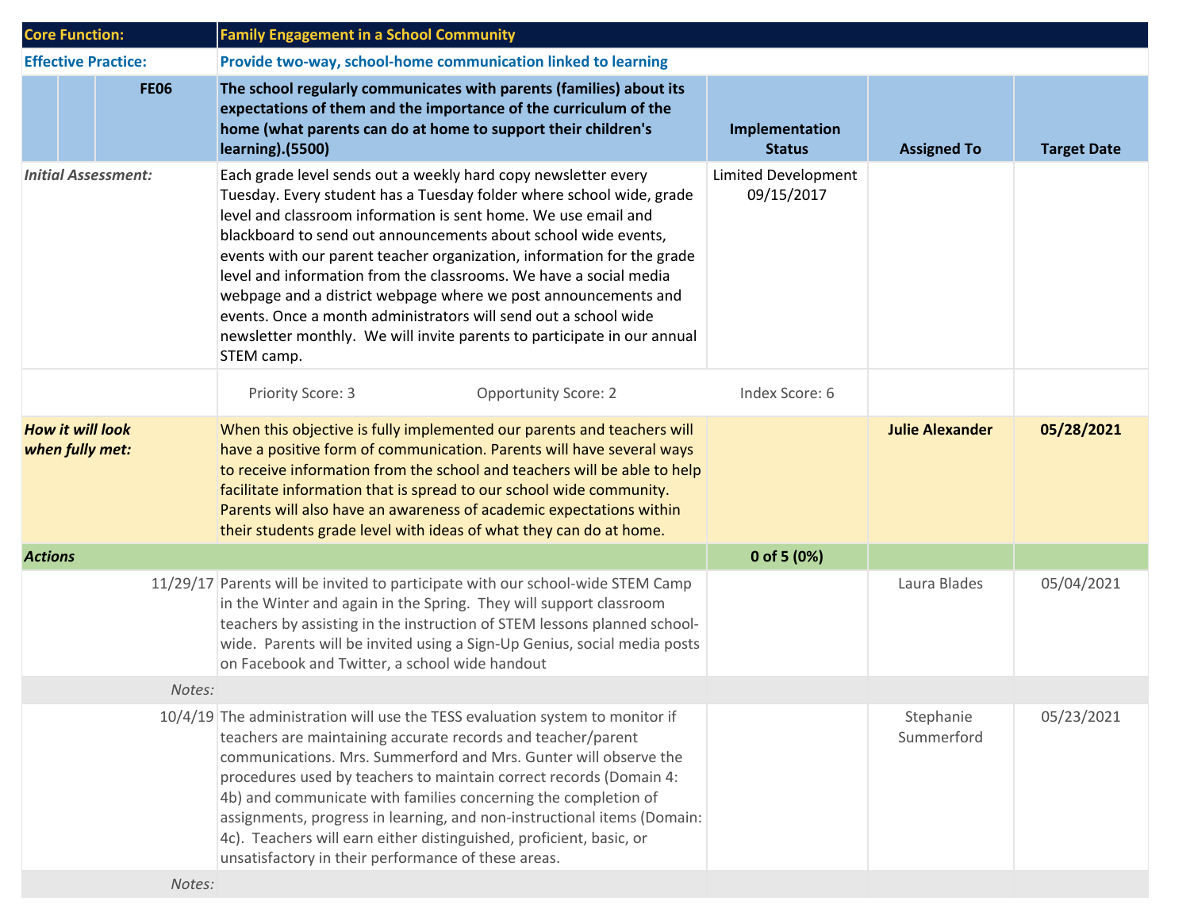| Core Function: | Family Engagement in a School Community | | | |
|---|---|---|---|---|
| **Effective Practice:** | **Provide two-way, school-home communication linked to learning** | | | |
| **FE06** | **The school regularly communicates with parents (families) about its expectations of them and the importance of the curriculum of the home (what parents can do at home to support their children's learning).(5500)** | **Implementation Status** | **Assigned To** | **Target Date** |
| *Initial Assessment:* | Each grade level sends out a weekly hard copy newsletter every Tuesday. Every student has a Tuesday folder where school wide, grade level and classroom information is sent home. We use email and blackboard to send out announcements about school wide events, events with our parent teacher organization, information for the grade level and information from the classrooms. We have a social media webpage and a district webpage where we post announcements and events. Once a month administrators will send out a school wide newsletter monthly. We will invite parents to participate in our annual STEM camp. | Limited Development 09/15/2017 | | |
| | Priority Score: 3 Opportunity Score: 2 | Index Score: 6 | | |
| ***How it will look when fully met:*** | When this objective is fully implemented our parents and teachers will have a positive form of communication. Parents will have several ways to receive information from the school and teachers will be able to help facilitate information that is spread to our school wide community. Parents will also have an awareness of academic expectations within their students grade level with ideas of what they can do at home. | | **Julie Alexander** | **05/28/2021** |
| ***Actions*** | | **0 of 5 (0%)** | | |
| 11/29/17 | Parents will be invited to participate with our school-wide STEM Camp in the Winter and again in the Spring. They will support classroom teachers by assisting in the instruction of STEM lessons planned school-wide. Parents will be invited using a Sign-Up Genius, social media posts on Facebook and Twitter, a school wide handout | | Laura Blades | 05/04/2021 |
| *Notes:* | | | | |
| 10/4/19 | The administration will use the TESS evaluation system to monitor if teachers are maintaining accurate records and teacher/parent communications. Mrs. Summerford and Mrs. Gunter will observe the procedures used by teachers to maintain correct records (Domain 4: 4b) and communicate with families concerning the completion of assignments, progress in learning, and non-instructional items (Domain: 4c). Teachers will earn either distinguished, proficient, basic, or unsatisfactory in their performance of these areas. | | Stephanie Summerford | 05/23/2021 |
| *Notes:* | | | | |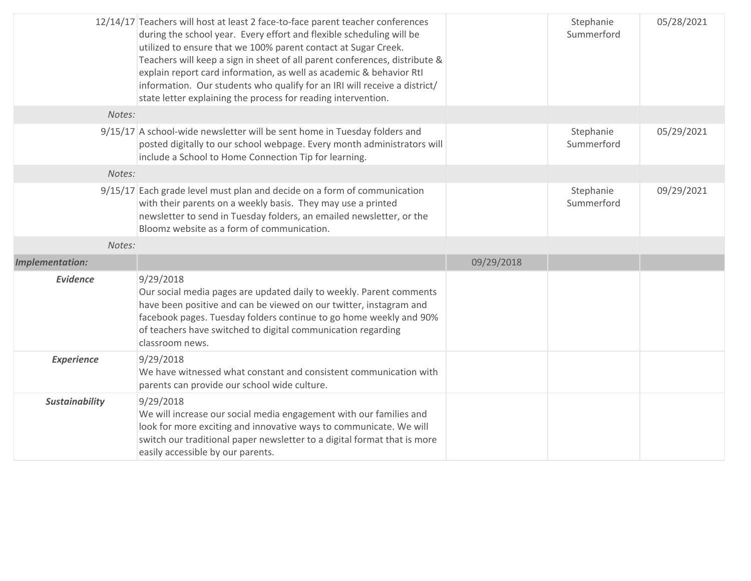| | | | | |
|---|---|---|---|---|
| 12/14/17 | Teachers will host at least 2 face-to-face parent teacher conferences during the school year. Every effort and flexible scheduling will be utilized to ensure that we 100% parent contact at Sugar Creek. Teachers will keep a sign in sheet of all parent conferences, distribute & explain report card information, as well as academic & behavior RtI information. Our students who qualify for an IRI will receive a district/ state letter explaining the process for reading intervention. | | Stephanie Summerford | 05/28/2021 |
| *Notes:* | | | | |
| 9/15/17 | A school-wide newsletter will be sent home in Tuesday folders and posted digitally to our school webpage. Every month administrators will include a School to Home Connection Tip for learning. | | Stephanie Summerford | 05/29/2021 |
| *Notes:* | | | | |
| 9/15/17 | Each grade level must plan and decide on a form of communication with their parents on a weekly basis. They may use a printed newsletter to send in Tuesday folders, an emailed newsletter, or the Bloomz website as a form of communication. | | Stephanie Summerford | 09/29/2021 |
| *Notes:* | | | | |
| ***Implementation:*** | | 09/29/2018 | | |
| ***Evidence*** | 9/29/2018<br>Our social media pages are updated daily to weekly. Parent comments have been positive and can be viewed on our twitter, instagram and facebook pages. Tuesday folders continue to go home weekly and 90% of teachers have switched to digital communication regarding classroom news. | | | |
| ***Experience*** | 9/29/2018<br>We have witnessed what constant and consistent communication with parents can provide our school wide culture. | | | |
| ***Sustainability*** | 9/29/2018<br>We will increase our social media engagement with our families and look for more exciting and innovative ways to communicate. We will switch our traditional paper newsletter to a digital format that is more easily accessible by our parents. | | | |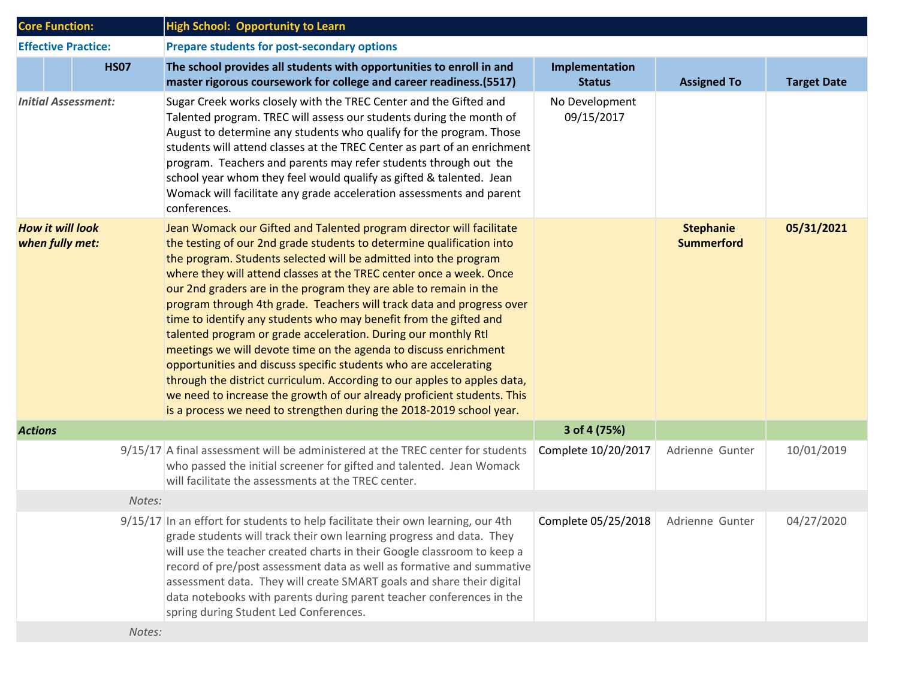| Core Function: | High School: Opportunity to Learn | | | |
|---|---|---|---|---|
| **Effective Practice:** | **Prepare students for post-secondary options** | | | |
| **HS07** | **The school provides all students with opportunities to enroll in and master rigorous coursework for college and career readiness.(5517)** | **Implementation Status** | **Assigned To** | **Target Date** |
| *Initial Assessment:* | Sugar Creek works closely with the TREC Center and the Gifted and Talented program. TREC will assess our students during the month of August to determine any students who qualify for the program. Those students will attend classes at the TREC Center as part of an enrichment program. Teachers and parents may refer students through out the school year whom they feel would qualify as gifted & talented. Jean Womack will facilitate any grade acceleration assessments and parent conferences. | No Development 09/15/2017 | | |
| ***How it will look when fully met:*** | Jean Womack our Gifted and Talented program director will facilitate the testing of our 2nd grade students to determine qualification into the program. Students selected will be admitted into the program where they will attend classes at the TREC center once a week. Once our 2nd graders are in the program they are able to remain in the program through 4th grade. Teachers will track data and progress over time to identify any students who may benefit from the gifted and talented program or grade acceleration. During our monthly RtI meetings we will devote time on the agenda to discuss enrichment opportunities and discuss specific students who are accelerating through the district curriculum. According to our apples to apples data, we need to increase the growth of our already proficient students. This is a process we need to strengthen during the 2018-2019 school year. | | **Stephanie Summerford** | **05/31/2021** |
| ***Actions*** | | **3 of 4 (75%)** | | |
| 9/15/17 | A final assessment will be administered at the TREC center for students who passed the initial screener for gifted and talented. Jean Womack will facilitate the assessments at the TREC center. | Complete 10/20/2017 | Adrienne Gunter | 10/01/2019 |
| *Notes:* | | | | |
| 9/15/17 | In an effort for students to help facilitate their own learning, our 4th grade students will track their own learning progress and data. They will use the teacher created charts in their Google classroom to keep a record of pre/post assessment data as well as formative and summative assessment data. They will create SMART goals and share their digital data notebooks with parents during parent teacher conferences in the spring during Student Led Conferences. | Complete 05/25/2018 | Adrienne Gunter | 04/27/2020 |
| *Notes:* | | | | |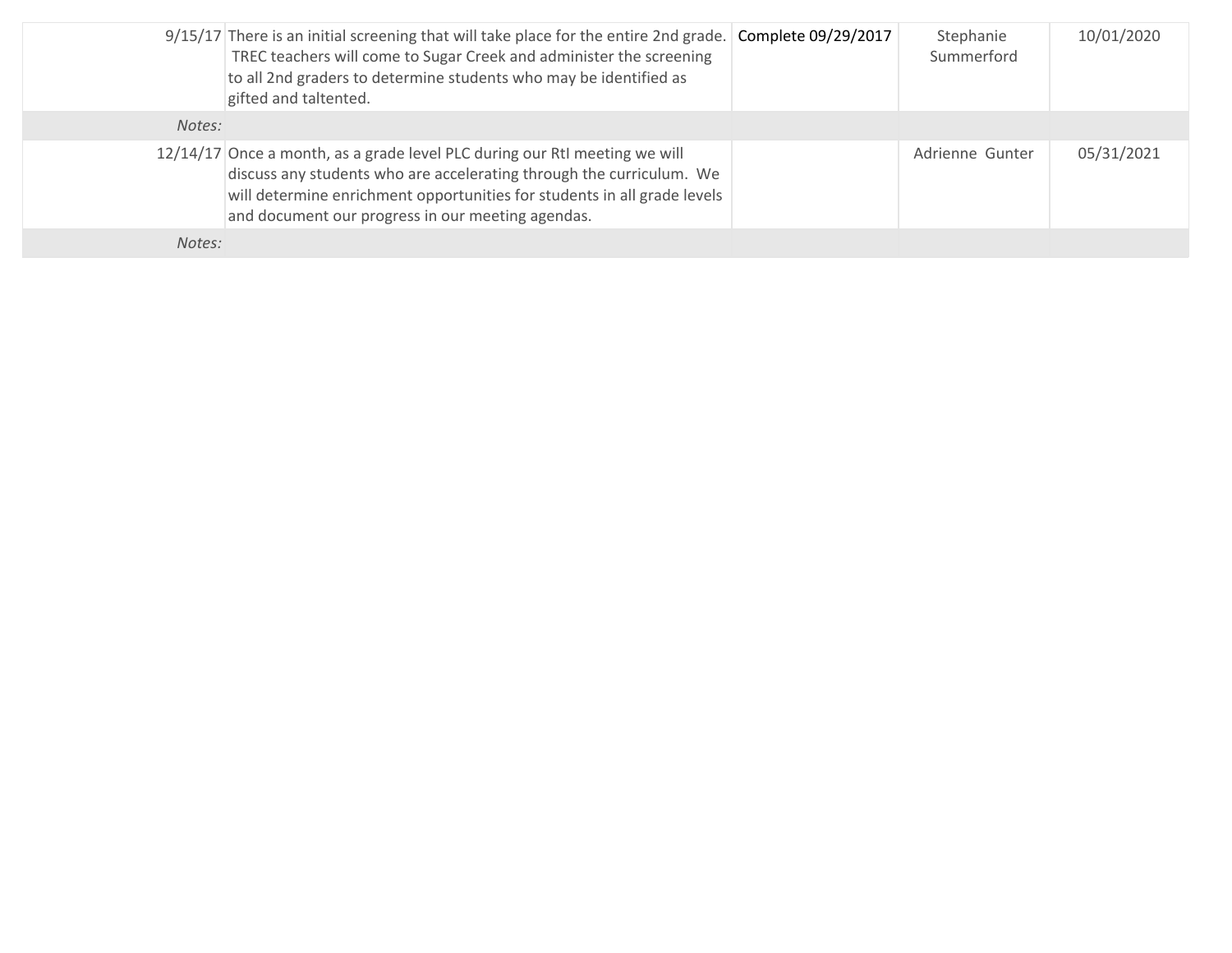| | | | | |
|---|---|---|---|---|
| 9/15/17 | There is an initial screening that will take place for the entire 2nd grade. TREC teachers will come to Sugar Creek and administer the screening to all 2nd graders to determine students who may be identified as gifted and taltented. | Complete 09/29/2017 | Stephanie Summerford | 10/01/2020 |
| *Notes:* | | | | |
| 12/14/17 | Once a month, as a grade level PLC during our RtI meeting we will discuss any students who are accelerating through the curriculum. We will determine enrichment opportunities for students in all grade levels and document our progress in our meeting agendas. | | Adrienne Gunter | 05/31/2021 |
| *Notes:* | | | | |